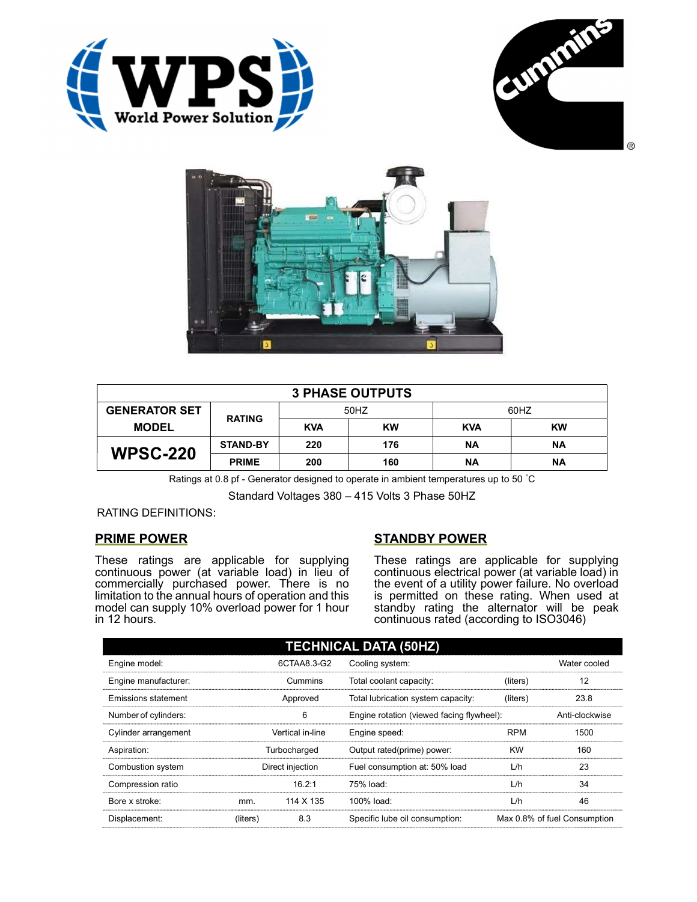| 3 PHASE OUTPUTS | | | | | |
|---|---|---|---|---|---|
| GENERATOR SET MODEL | RATING | 50HZ | | 60HZ | |
| | | KVA | KW | KVA | KW |
| WPSC-220 | STAND-BY | 220 | 176 | NA | NA |
| | PRIME | 200 | 160 | NA | NA |

Ratings at 0.8 pf - Generator designed to operate in ambient temperatures up to 50 ˚C

Standard Voltages 380 – 415 Volts 3 Phase 50HZ

RATING DEFINITIONS:

## PRIME POWER

These ratings are applicable for supplying continuous power (at variable load) in lieu of commercially purchased power. There is no limitation to the annual hours of operation and this model can supply 10% overload power for 1 hour in 12 hours.

## STANDBY POWER

These ratings are applicable for supplying continuous electrical power (at variable load) in the event of a utility power failure. No overload is permitted on these rating. When used at standby rating the alternator will be peak continuous rated (according to ISO3046)

## TECHNICAL DATA (50HZ)

| | | | | | |
|---|---|---|---|---|---|
| Engine model: | | 6CTAA8.3-G2 | Cooling system: | | Water cooled |
| Engine manufacturer: | | Cummins | Total coolant capacity: | (liters) | 12 |
| Emissions statement | | Approved | Total lubrication system capacity: | (liters) | 23.8 |
| Number of cylinders: | | 6 | Engine rotation (viewed facing flywheel): | | Anti-clockwise |
| Cylinder arrangement | | Vertical in-line | Engine speed: | RPM | 1500 |
| Aspiration: | | Turbocharged | Output rated(prime) power: | KW | 160 |
| Combustion system | | Direct injection | Fuel consumption at: 50% load | L/h | 23 |
| Compression ratio | | 16.2:1 | 75% load: | L/h | 34 |
| Bore x stroke: | mm. | 114 X 135 | 100% load: | L/h | 46 |
| Displacement: | (liters) | 8.3 | Specific lube oil consumption: | | Max 0.8% of fuel Consumption |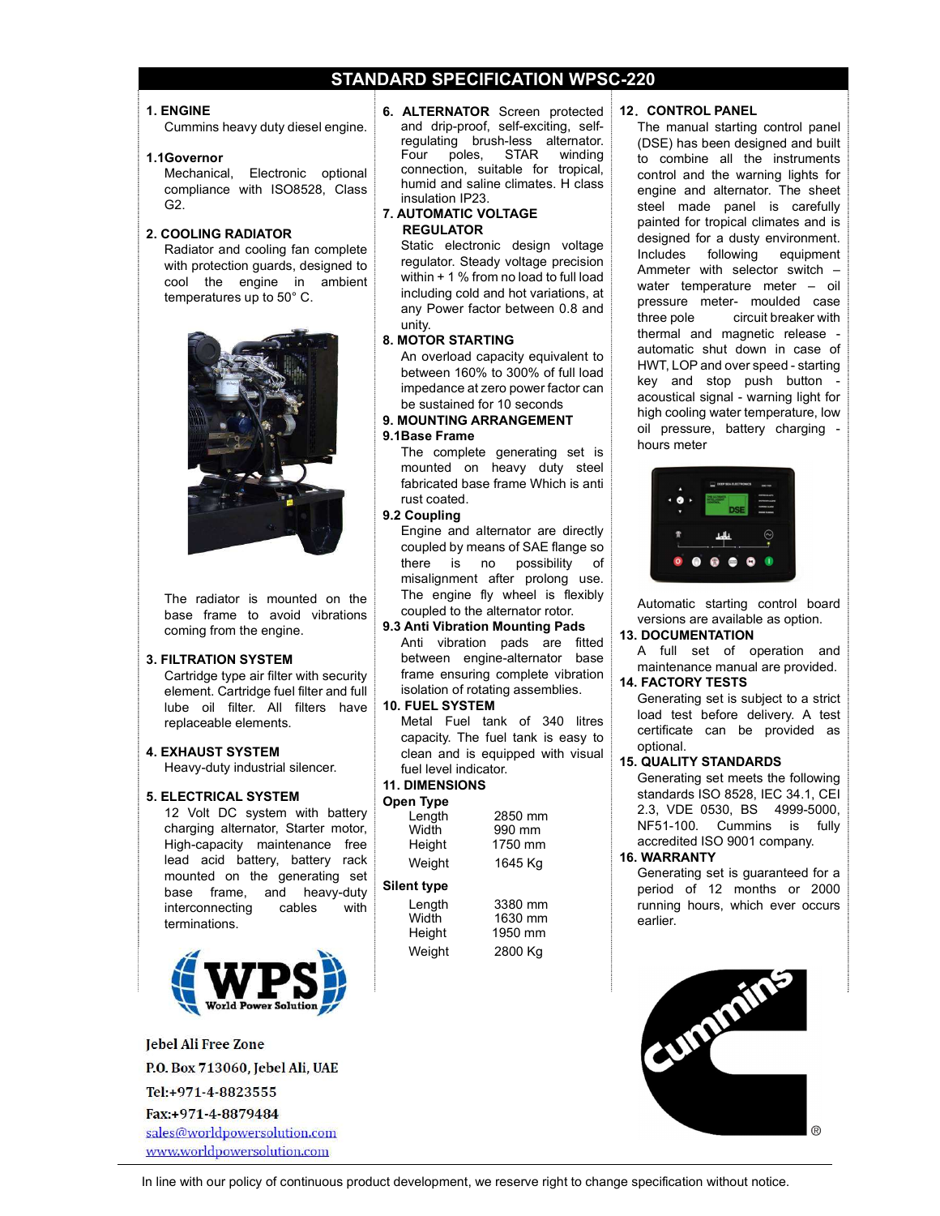# STANDARD SPECIFICATION WPSC-220

## 1. ENGINE

Cummins heavy duty diesel engine.

### 1.1Governor

Mechanical, Electronic optional compliance with ISO8528, Class G2.

## 2. COOLING RADIATOR

Radiator and cooling fan complete with protection guards, designed to cool the engine in ambient temperatures up to 50° C.

The radiator is mounted on the base frame to avoid vibrations coming from the engine.

## 3. FILTRATION SYSTEM

Cartridge type air filter with security element. Cartridge fuel filter and full lube oil filter. All filters have replaceable elements.

## 4. EXHAUST SYSTEM

Heavy-duty industrial silencer.

## 5. ELECTRICAL SYSTEM

12 Volt DC system with battery charging alternator, Starter motor, High-capacity maintenance free lead acid battery, battery rack mounted on the generating set base frame, and heavy-duty interconnecting cables with terminations.

## 6. ALTERNATOR

Screen protected and drip-proof, self-exciting, self-regulating brush-less alternator. Four poles, STAR winding connection, suitable for tropical, humid and saline climates. H class insulation IP23.

## 7. AUTOMATIC VOLTAGE REGULATOR

Static electronic design voltage regulator. Steady voltage precision within + 1 % from no load to full load including cold and hot variations, at any Power factor between 0.8 and unity.

## 8. MOTOR STARTING

An overload capacity equivalent to between 160% to 300% of full load impedance at zero power factor can be sustained for 10 seconds

## 9. MOUNTING ARRANGEMENT

### 9.1Base Frame

The complete generating set is mounted on heavy duty steel fabricated base frame Which is anti rust coated.

### 9.2 Coupling

Engine and alternator are directly coupled by means of SAE flange so there is no possibility of misalignment after prolong use. The engine fly wheel is flexibly coupled to the alternator rotor.

### 9.3 Anti Vibration Mounting Pads

Anti vibration pads are fitted between engine-alternator base frame ensuring complete vibration isolation of rotating assemblies.

## 10. FUEL SYSTEM

Metal Fuel tank of 340 litres capacity. The fuel tank is easy to clean and is equipped with visual fuel level indicator.

## 11. DIMENSIONS

**Open Type**

| | |
|---|---|
| Length | 2850 mm |
| Width | 990 mm |
| Height | 1750 mm |
| Weight | 1645 Kg |

**Silent type**

| | |
|---|---|
| Length | 3380 mm |
| Width | 1630 mm |
| Height | 1950 mm |
| Weight | 2800 Kg |

## 12. CONTROL PANEL

The manual starting control panel (DSE) has been designed and built to combine all the instruments control and the warning lights for engine and alternator. The sheet steel made panel is carefully painted for tropical climates and is designed for a dusty environment. Includes following equipment Ammeter with selector switch – water temperature meter – oil pressure meter- moulded case three pole circuit breaker with thermal and magnetic release - automatic shut down in case of HWT, LOP and over speed - starting key and stop push button - acoustical signal - warning light for high cooling water temperature, low oil pressure, battery charging - hours meter

Automatic starting control board versions are available as option.

## 13. DOCUMENTATION

A full set of operation and maintenance manual are provided.

## 14. FACTORY TESTS

Generating set is subject to a strict load test before delivery. A test certificate can be provided as optional.

## 15. QUALITY STANDARDS

Generating set meets the following standards ISO 8528, IEC 34.1, CEI 2.3, VDE 0530, BS 4999-5000, NF51-100. Cummins is fully accredited ISO 9001 company.

## 16. WARRANTY

Generating set is guaranteed for a period of 12 months or 2000 running hours, which ever occurs earlier.

WPS World Power Solution

Jebel Ali Free Zone
P.O. Box 713060, Jebel Ali, UAE
Tel:+971-4-8823555
Fax:+971-4-8879484
sales@worldpowersolution.com
www.worldpowersolution.com

Cummins®

In line with our policy of continuous product development, we reserve right to change specification without notice.